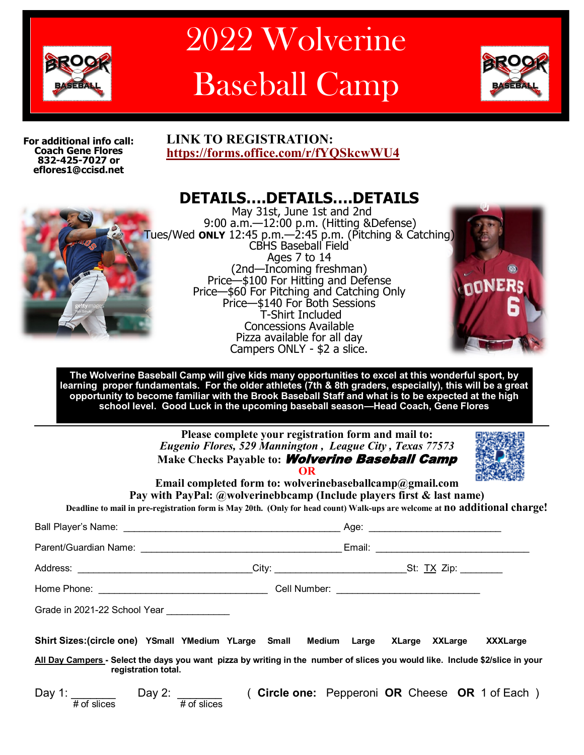# 2022 Wolverine Baseball Camp

**For additional info call:**
**Coach Gene Flores**
**832-425-7027 or**
**eflores1@ccisd.net**

**LINK TO REGISTRATION:**
**https://forms.office.com/r/fYQSkcwWU4**

## DETAILS....DETAILS....DETAILS

May 31st, June 1st and 2nd
9:00 a.m.—12:00 p.m. (Hitting &Defense)
Tues/Wed **ONLY** 12:45 p.m.—2:45 p.m. (Pitching & Catching)
CBHS Baseball Field
Ages 7 to 14
(2nd—Incoming freshman)
Price—$100 For Hitting and Defense
Price—$60 For Pitching and Catching Only
Price—$140 For Both Sessions
T-Shirt Included
Concessions Available
Pizza available for all day
Campers ONLY - $2 a slice.

**The Wolverine Baseball Camp will give kids many opportunities to excel at this wonderful sport, by learning proper fundamentals. For the older athletes (7th & 8th graders, especially), this will be a great opportunity to become familiar with the Brook Baseball Staff and what is to be expected at the high school level. Good Luck in the upcoming baseball season—Head Coach, Gene Flores**

---

**Please complete your registration form and mail to:**
***Eugenio Flores, 529 Mannington , League City , Texas 77573***
**Make Checks Payable to: *Wolverine Baseball Camp***
**OR**
**Email completed form to: wolverinebaseballcamp@gmail.com**
**Pay with PayPal: @wolverinebbcamp (Include players first & last name)**
**Deadline to mail in pre-registration form is May 20th. (Only for head count) Walk-ups are welcome at no additional charge!**

Ball Player's Name: ________________________________________ Age: ________________________

Parent/Guardian Name: ____________________________________ Email: ____________________________

Address: ________________________________ City: ________________________ St: TX Zip: ________

Home Phone: _______________________________ Cell Number: __________________________

Grade in 2021-22 School Year ____________

**Shirt Sizes:(circle one)** **YSmall YMedium YLarge Small Medium Large XLarge XXLarge XXXLarge**

**All Day Campers - Select the days you want pizza by writing in the number of slices you would like. Include $2/slice in your registration total.**

Day 1: ________ (# of slices) Day 2: ________ (# of slices) ( **Circle one:** Pepperoni **OR** Cheese **OR** 1 of Each )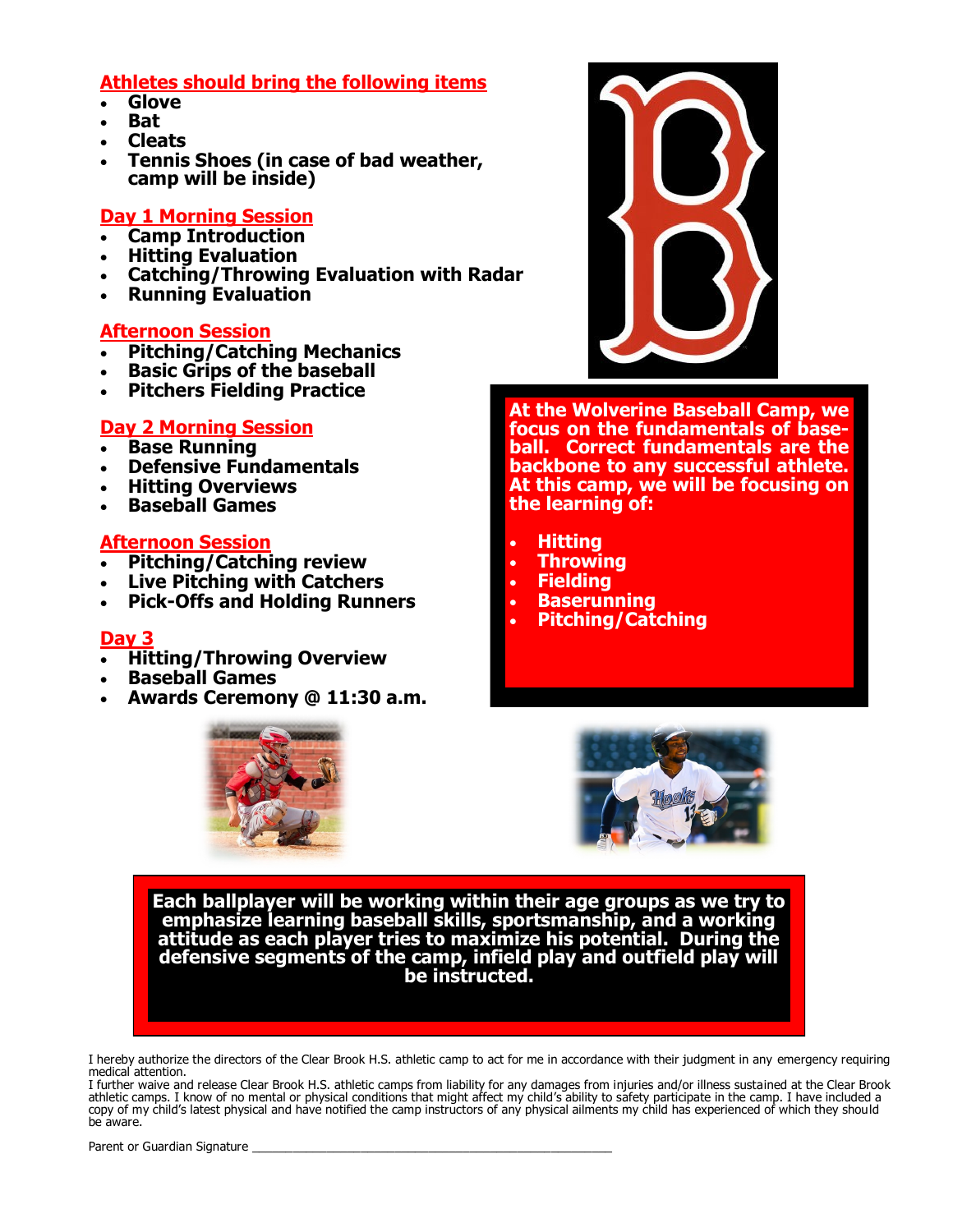## Athletes should bring the following items

- **Glove**
- **Bat**
- **Cleats**
- **Tennis Shoes (in case of bad weather, camp will be inside)**

## Day 1 Morning Session

- **Camp Introduction**
- **Hitting Evaluation**
- **Catching/Throwing Evaluation with Radar**
- **Running Evaluation**

## Afternoon Session

- **Pitching/Catching Mechanics**
- **Basic Grips of the baseball**
- **Pitchers Fielding Practice**

## Day 2 Morning Session

- **Base Running**
- **Defensive Fundamentals**
- **Hitting Overviews**
- **Baseball Games**

## Afternoon Session

- **Pitching/Catching review**
- **Live Pitching with Catchers**
- **Pick-Offs and Holding Runners**

## Day 3

- **Hitting/Throwing Overview**
- **Baseball Games**
- **Awards Ceremony @ 11:30 a.m.**

**At the Wolverine Baseball Camp, we focus on the fundamentals of baseball. Correct fundamentals are the backbone to any successful athlete. At this camp, we will be focusing on the learning of:**

- **Hitting**
- **Throwing**
- **Fielding**
- **Baserunning**
- **Pitching/Catching**

**Each ballplayer will be working within their age groups as we try to emphasize learning baseball skills, sportsmanship, and a working attitude as each player tries to maximize his potential. During the defensive segments of the camp, infield play and outfield play will be instructed.**

I hereby authorize the directors of the Clear Brook H.S. athletic camp to act for me in accordance with their judgment in any emergency requiring medical attention.

I further waive and release Clear Brook H.S. athletic camps from liability for any damages from injuries and/or illness sustained at the Clear Brook athletic camps. I know of no mental or physical conditions that might affect my child's ability to safety participate in the camp. I have included a copy of my child's latest physical and have notified the camp instructors of any physical ailments my child has experienced of which they should be aware.

Parent or Guardian Signature ________________________________________________